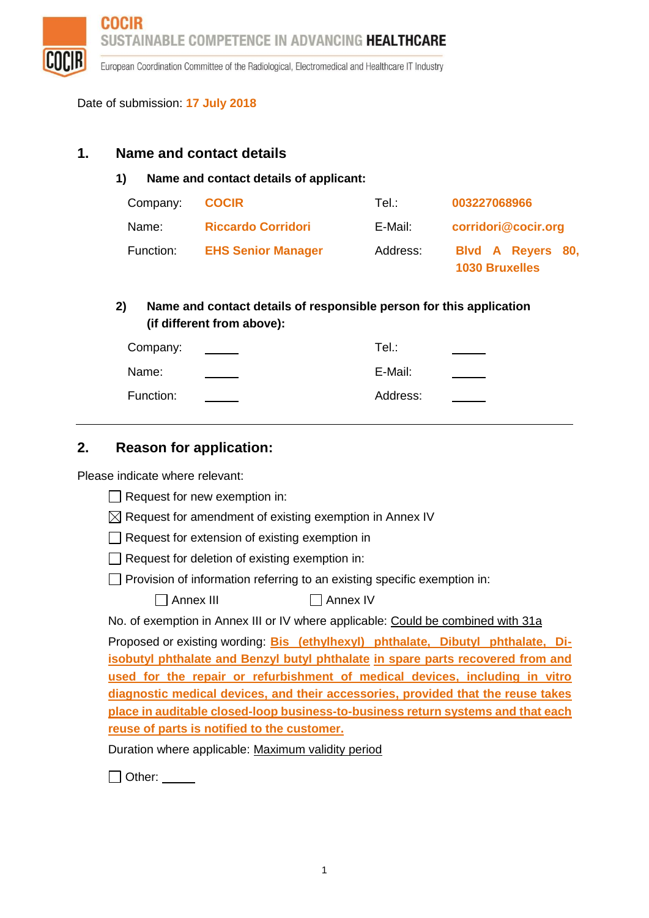# COCIR

**SUSTAINABLE COMPETENCE IN ADVANCING HEALTHCARE**

European Coordination Committee of the Radiological, Electromedical and Healthcare IT Industry

Date of submission: **17 July 2018**

## 1. Name and contact details

### 1) Name and contact details of applicant:

| | | | |
|---|---|---|---|
| Company: | **COCIR** | Tel.: | **003227068966** |
| Name: | **Riccardo Corridori** | E-Mail: | **corridori@cocir.org** |
| Function: | **EHS Senior Manager** | Address: | **Blvd A Reyers 80, 1030 Bruxelles** |

### 2) Name and contact details of responsible person for this application (if different from above):

| | | | |
|---|---|---|---|
| Company: | _____ | Tel.: | _____ |
| Name: | _____ | E-Mail: | _____ |
| Function: | _____ | Address: | _____ |

---

## 2. Reason for application:

Please indicate where relevant:

- ☐ Request for new exemption in:
- ☒ Request for amendment of existing exemption in Annex IV
- ☐ Request for extension of existing exemption in
- ☐ Request for deletion of existing exemption in:
- ☐ Provision of information referring to an existing specific exemption in:

  ☐ Annex III ☐ Annex IV

No. of exemption in Annex III or IV where applicable: Could be combined with 31a

Proposed or existing wording: **Bis (ethylhexyl) phthalate, Dibutyl phthalate, Di-isobutyl phthalate and Benzyl butyl phthalate in spare parts recovered from and used for the repair or refurbishment of medical devices, including in vitro diagnostic medical devices, and their accessories, provided that the reuse takes place in auditable closed-loop business-to-business return systems and that each reuse of parts is notified to the customer.**

Duration where applicable: Maximum validity period

☐ Other: _____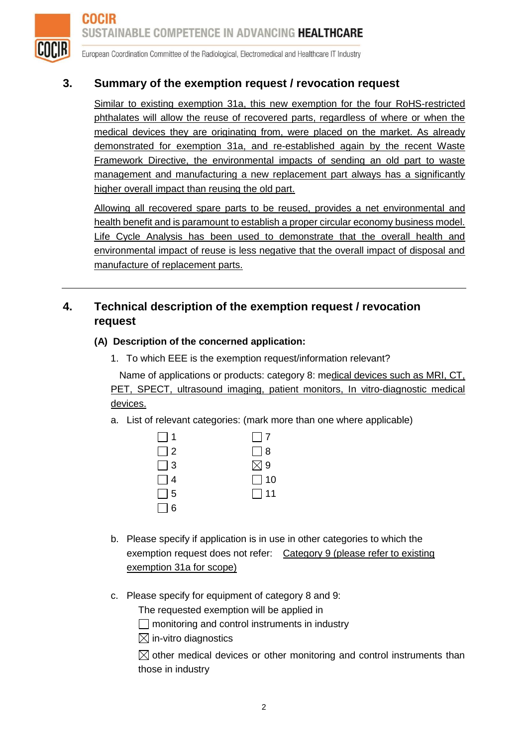## 3. Summary of the exemption request / revocation request

Similar to existing exemption 31a, this new exemption for the four RoHS-restricted phthalates will allow the reuse of recovered parts, regardless of where or when the medical devices they are originating from, were placed on the market. As already demonstrated for exemption 31a, and re-established again by the recent Waste Framework Directive, the environmental impacts of sending an old part to waste management and manufacturing a new replacement part always has a significantly higher overall impact than reusing the old part.

Allowing all recovered spare parts to be reused, provides a net environmental and health benefit and is paramount to establish a proper circular economy business model. Life Cycle Analysis has been used to demonstrate that the overall health and environmental impact of reuse is less negative that the overall impact of disposal and manufacture of replacement parts.

---

## 4. Technical description of the exemption request / revocation request

### (A) Description of the concerned application:

1. To which EEE is the exemption request/information relevant?

   Name of applications or products: category 8: medical devices such as MRI, CT, PET, SPECT, ultrasound imaging, patient monitors, In vitro-diagnostic medical devices.

   a. List of relevant categories: (mark more than one where applicable)

   - ☐ 1
   - ☐ 2
   - ☐ 3
   - ☐ 4
   - ☐ 5
   - ☐ 6
   - ☐ 7
   - ☐ 8
   - ☒ 9
   - ☐ 10
   - ☐ 11

   b. Please specify if application is in use in other categories to which the exemption request does not refer: Category 9 (please refer to existing exemption 31a for scope)

   c. Please specify for equipment of category 8 and 9:

      The requested exemption will be applied in

      - ☐ monitoring and control instruments in industry
      - ☒ in-vitro diagnostics
      - ☒ other medical devices or other monitoring and control instruments than those in industry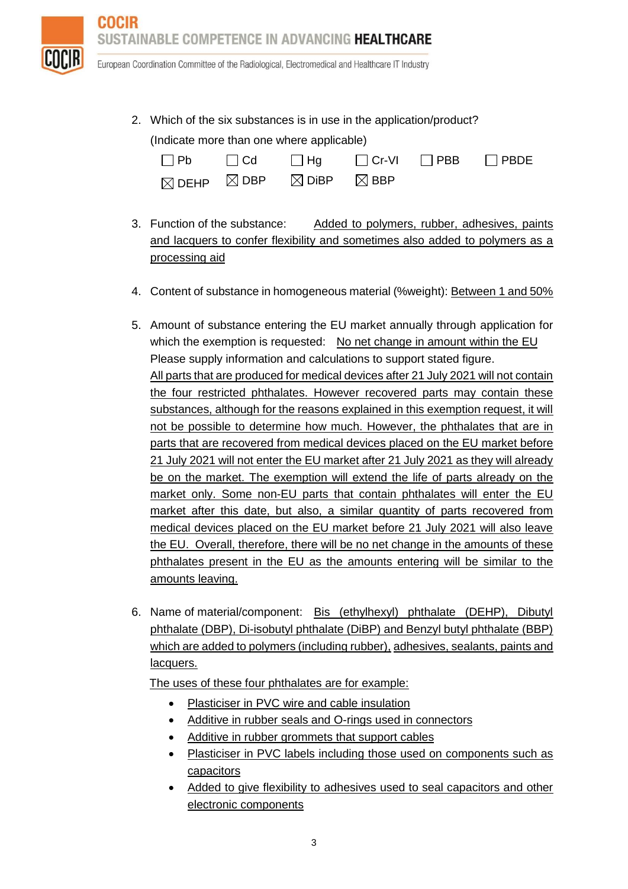2. Which of the six substances is in use in the application/product?

   (Indicate more than one where applicable)

   ☐ Pb ☐ Cd ☐ Hg ☐ Cr-VI ☐ PBB ☐ PBDE

   ☒ DEHP ☒ DBP ☒ DiBP ☒ BBP

3. Function of the substance: Added to polymers, rubber, adhesives, paints and lacquers to confer flexibility and sometimes also added to polymers as a processing aid

4. Content of substance in homogeneous material (%weight): Between 1 and 50%

5. Amount of substance entering the EU market annually through application for which the exemption is requested: No net change in amount within the EU

   Please supply information and calculations to support stated figure.

   All parts that are produced for medical devices after 21 July 2021 will not contain the four restricted phthalates. However recovered parts may contain these substances, although for the reasons explained in this exemption request, it will not be possible to determine how much. However, the phthalates that are in parts that are recovered from medical devices placed on the EU market before 21 July 2021 will not enter the EU market after 21 July 2021 as they will already be on the market. The exemption will extend the life of parts already on the market only. Some non-EU parts that contain phthalates will enter the EU market after this date, but also, a similar quantity of parts recovered from medical devices placed on the EU market before 21 July 2021 will also leave the EU. Overall, therefore, there will be no net change in the amounts of these phthalates present in the EU as the amounts entering will be similar to the amounts leaving.

6. Name of material/component: Bis (ethylhexyl) phthalate (DEHP), Dibutyl phthalate (DBP), Di-isobutyl phthalate (DiBP) and Benzyl butyl phthalate (BBP) which are added to polymers (including rubber), adhesives, sealants, paints and lacquers.

   The uses of these four phthalates are for example:

   - Plasticiser in PVC wire and cable insulation
   - Additive in rubber seals and O-rings used in connectors
   - Additive in rubber grommets that support cables
   - Plasticiser in PVC labels including those used on components such as capacitors
   - Added to give flexibility to adhesives used to seal capacitors and other electronic components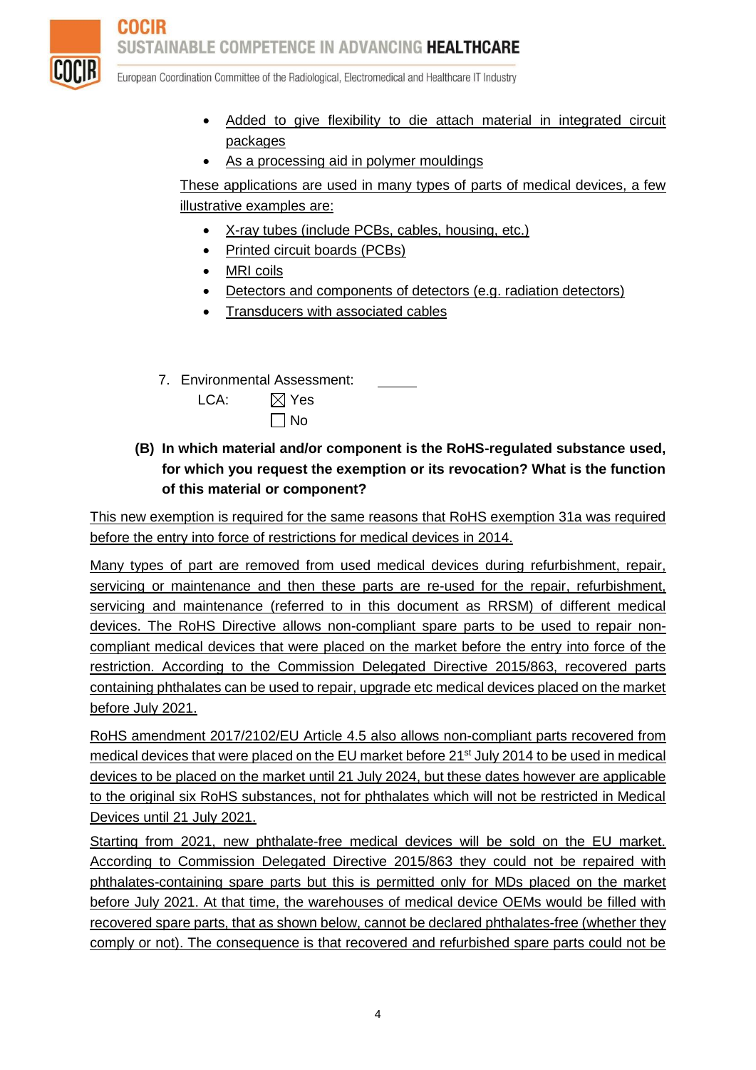- Added to give flexibility to die attach material in integrated circuit packages
- As a processing aid in polymer mouldings

These applications are used in many types of parts of medical devices, a few illustrative examples are:

- X-ray tubes (include PCBs, cables, housing, etc.)
- Printed circuit boards (PCBs)
- MRI coils
- Detectors and components of detectors (e.g. radiation detectors)
- Transducers with associated cables

7. Environmental Assessment: \_\_\_\_\_\_

   LCA: ☒ Yes  
   ☐ No

**(B) In which material and/or component is the RoHS-regulated substance used, for which you request the exemption or its revocation? What is the function of this material or component?**

This new exemption is required for the same reasons that RoHS exemption 31a was required before the entry into force of restrictions for medical devices in 2014.

Many types of part are removed from used medical devices during refurbishment, repair, servicing or maintenance and then these parts are re-used for the repair, refurbishment, servicing and maintenance (referred to in this document as RRSM) of different medical devices. The RoHS Directive allows non-compliant spare parts to be used to repair non-compliant medical devices that were placed on the market before the entry into force of the restriction. According to the Commission Delegated Directive 2015/863, recovered parts containing phthalates can be used to repair, upgrade etc medical devices placed on the market before July 2021.

RoHS amendment 2017/2102/EU Article 4.5 also allows non-compliant parts recovered from medical devices that were placed on the EU market before 21st July 2014 to be used in medical devices to be placed on the market until 21 July 2024, but these dates however are applicable to the original six RoHS substances, not for phthalates which will not be restricted in Medical Devices until 21 July 2021.

Starting from 2021, new phthalate-free medical devices will be sold on the EU market. According to Commission Delegated Directive 2015/863 they could not be repaired with phthalates-containing spare parts but this is permitted only for MDs placed on the market before July 2021. At that time, the warehouses of medical device OEMs would be filled with recovered spare parts, that as shown below, cannot be declared phthalates-free (whether they comply or not). The consequence is that recovered and refurbished spare parts could not be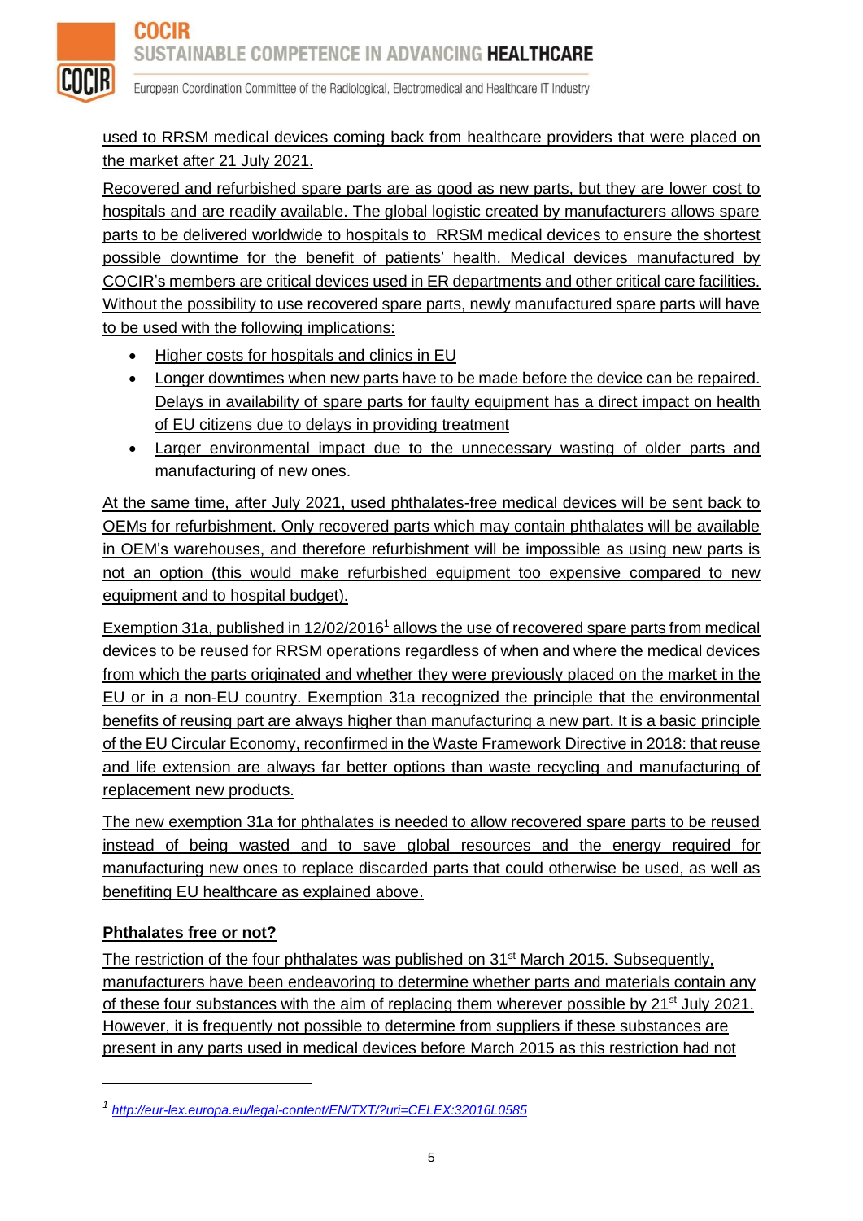used to RRSM medical devices coming back from healthcare providers that were placed on the market after 21 July 2021.

Recovered and refurbished spare parts are as good as new parts, but they are lower cost to hospitals and are readily available. The global logistic created by manufacturers allows spare parts to be delivered worldwide to hospitals to RRSM medical devices to ensure the shortest possible downtime for the benefit of patients' health. Medical devices manufactured by COCIR's members are critical devices used in ER departments and other critical care facilities. Without the possibility to use recovered spare parts, newly manufactured spare parts will have to be used with the following implications:

- Higher costs for hospitals and clinics in EU
- Longer downtimes when new parts have to be made before the device can be repaired. Delays in availability of spare parts for faulty equipment has a direct impact on health of EU citizens due to delays in providing treatment
- Larger environmental impact due to the unnecessary wasting of older parts and manufacturing of new ones.

At the same time, after July 2021, used phthalates-free medical devices will be sent back to OEMs for refurbishment. Only recovered parts which may contain phthalates will be available in OEM's warehouses, and therefore refurbishment will be impossible as using new parts is not an option (this would make refurbished equipment too expensive compared to new equipment and to hospital budget).

Exemption 31a, published in 12/02/2016[1] allows the use of recovered spare parts from medical devices to be reused for RRSM operations regardless of when and where the medical devices from which the parts originated and whether they were previously placed on the market in the EU or in a non-EU country. Exemption 31a recognized the principle that the environmental benefits of reusing part are always higher than manufacturing a new part. It is a basic principle of the EU Circular Economy, reconfirmed in the Waste Framework Directive in 2018: that reuse and life extension are always far better options than waste recycling and manufacturing of replacement new products.

The new exemption 31a for phthalates is needed to allow recovered spare parts to be reused instead of being wasted and to save global resources and the energy required for manufacturing new ones to replace discarded parts that could otherwise be used, as well as benefiting EU healthcare as explained above.

**Phthalates free or not?**

The restriction of the four phthalates was published on 31st March 2015. Subsequently, manufacturers have been endeavoring to determine whether parts and materials contain any of these four substances with the aim of replacing them wherever possible by 21st July 2021. However, it is frequently not possible to determine from suppliers if these substances are present in any parts used in medical devices before March 2015 as this restriction had not

[1] http://eur-lex.europa.eu/legal-content/EN/TXT/?uri=CELEX:32016L0585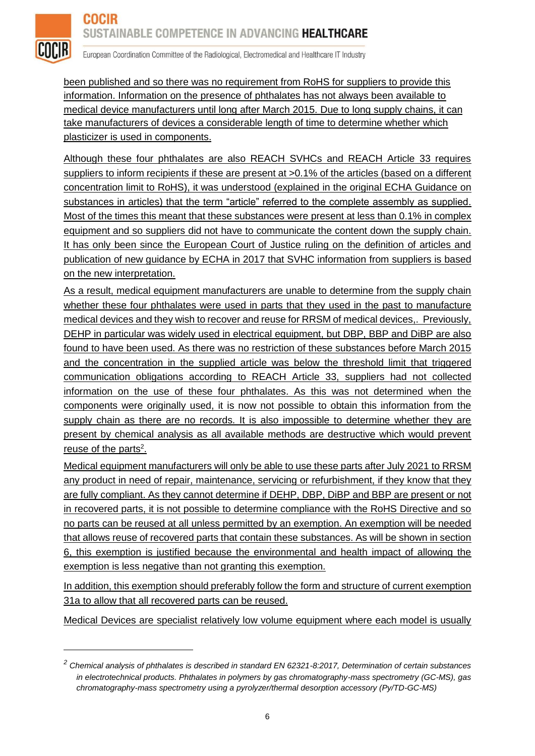been published and so there was no requirement from RoHS for suppliers to provide this information. Information on the presence of phthalates has not always been available to medical device manufacturers until long after March 2015. Due to long supply chains, it can take manufacturers of devices a considerable length of time to determine whether which plasticizer is used in components.

Although these four phthalates are also REACH SVHCs and REACH Article 33 requires suppliers to inform recipients if these are present at >0.1% of the articles (based on a different concentration limit to RoHS), it was understood (explained in the original ECHA Guidance on substances in articles) that the term "article" referred to the complete assembly as supplied. Most of the times this meant that these substances were present at less than 0.1% in complex equipment and so suppliers did not have to communicate the content down the supply chain. It has only been since the European Court of Justice ruling on the definition of articles and publication of new guidance by ECHA in 2017 that SVHC information from suppliers is based on the new interpretation.

As a result, medical equipment manufacturers are unable to determine from the supply chain whether these four phthalates were used in parts that they used in the past to manufacture medical devices and they wish to recover and reuse for RRSM of medical devices,. Previously, DEHP in particular was widely used in electrical equipment, but DBP, BBP and DiBP are also found to have been used. As there was no restriction of these substances before March 2015 and the concentration in the supplied article was below the threshold limit that triggered communication obligations according to REACH Article 33, suppliers had not collected information on the use of these four phthalates. As this was not determined when the components were originally used, it is now not possible to obtain this information from the supply chain as there are no records. It is also impossible to determine whether they are present by chemical analysis as all available methods are destructive which would prevent reuse of the parts[2].

Medical equipment manufacturers will only be able to use these parts after July 2021 to RRSM any product in need of repair, maintenance, servicing or refurbishment, if they know that they are fully compliant. As they cannot determine if DEHP, DBP, DiBP and BBP are present or not in recovered parts, it is not possible to determine compliance with the RoHS Directive and so no parts can be reused at all unless permitted by an exemption. An exemption will be needed that allows reuse of recovered parts that contain these substances. As will be shown in section 6, this exemption is justified because the environmental and health impact of allowing the exemption is less negative than not granting this exemption.

In addition, this exemption should preferably follow the form and structure of current exemption 31a to allow that all recovered parts can be reused.

Medical Devices are specialist relatively low volume equipment where each model is usually

---

[2] *Chemical analysis of phthalates is described in standard EN 62321-8:2017, Determination of certain substances in electrotechnical products. Phthalates in polymers by gas chromatography-mass spectrometry (GC-MS), gas chromatography-mass spectrometry using a pyrolyzer/thermal desorption accessory (Py/TD-GC-MS)*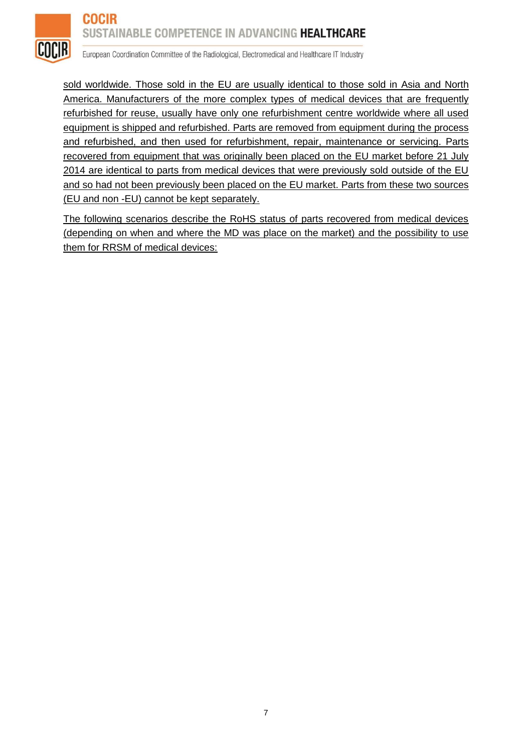sold worldwide. Those sold in the EU are usually identical to those sold in Asia and North America. Manufacturers of the more complex types of medical devices that are frequently refurbished for reuse, usually have only one refurbishment centre worldwide where all used equipment is shipped and refurbished. Parts are removed from equipment during the process and refurbished, and then used for refurbishment, repair, maintenance or servicing. Parts recovered from equipment that was originally been placed on the EU market before 21 July 2014 are identical to parts from medical devices that were previously sold outside of the EU and so had not been previously been placed on the EU market. Parts from these two sources (EU and non -EU) cannot be kept separately.

The following scenarios describe the RoHS status of parts recovered from medical devices (depending on when and where the MD was place on the market) and the possibility to use them for RRSM of medical devices: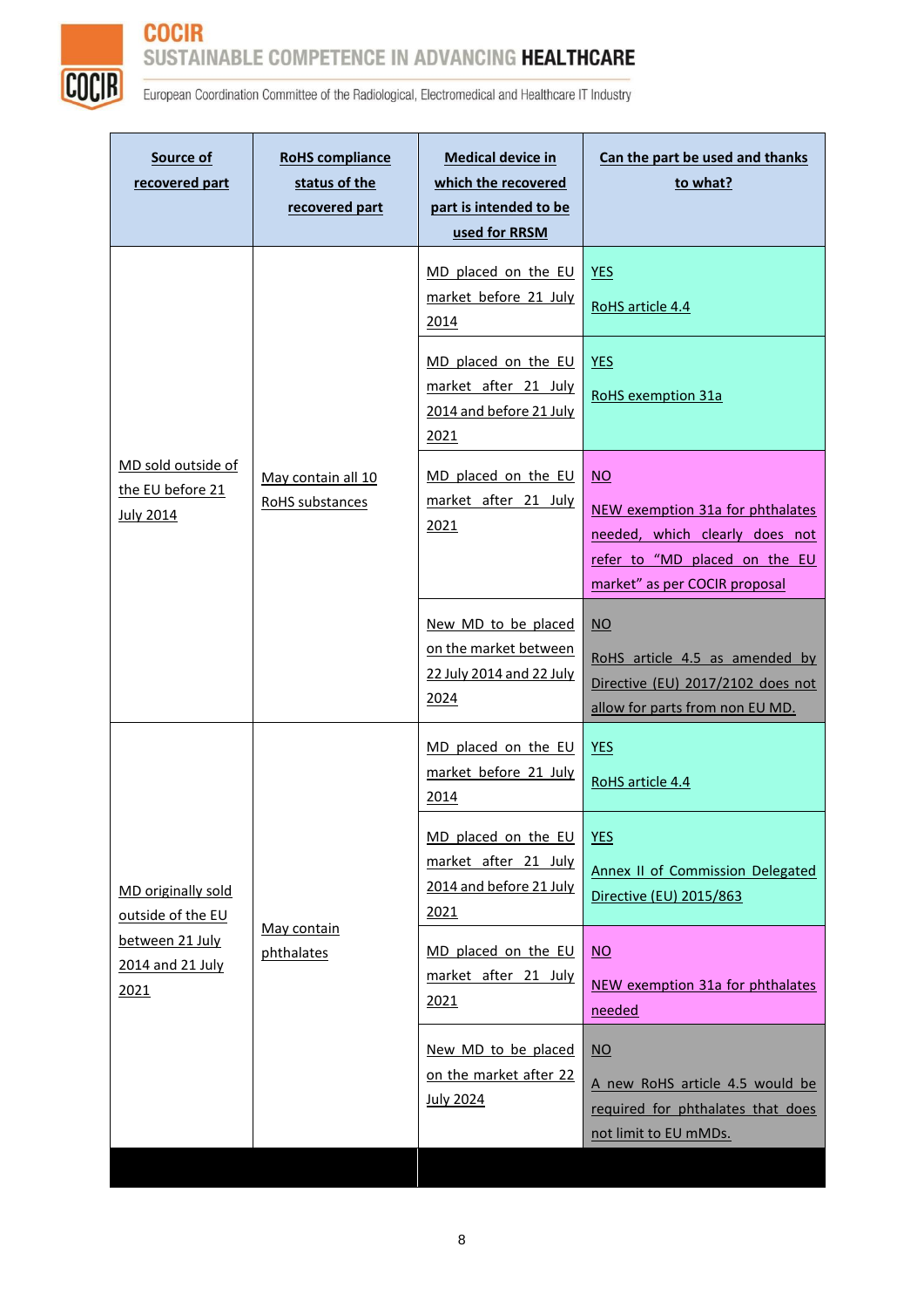| Source of recovered part | RoHS compliance status of the recovered part | Medical device in which the recovered part is intended to be used for RRSM | Can the part be used and thanks to what? |
|---|---|---|---|
| MD sold outside of the EU before 21 July 2014 | May contain all 10 RoHS substances | MD placed on the EU market before 21 July 2014 | YES<br>RoHS article 4.4 |
| | | MD placed on the EU market after 21 July 2014 and before 21 July 2021 | YES<br>RoHS exemption 31a |
| | | MD placed on the EU market after 21 July 2021 | NO<br>NEW exemption 31a for phthalates needed, which clearly does not refer to "MD placed on the EU market" as per COCIR proposal |
| | | New MD to be placed on the market between 22 July 2014 and 22 July 2024 | NO<br>RoHS article 4.5 as amended by Directive (EU) 2017/2102 does not allow for parts from non EU MD. |
| MD originally sold outside of the EU between 21 July 2014 and 21 July 2021 | May contain phthalates | MD placed on the EU market before 21 July 2014 | YES<br>RoHS article 4.4 |
| | | MD placed on the EU market after 21 July 2014 and before 21 July 2021 | YES<br>Annex II of Commission Delegated Directive (EU) 2015/863 |
| | | MD placed on the EU market after 21 July 2021 | NO<br>NEW exemption 31a for phthalates needed |
| | | New MD to be placed on the market after 22 July 2024 | NO<br>A new RoHS article 4.5 would be required for phthalates that does not limit to EU mMDs. |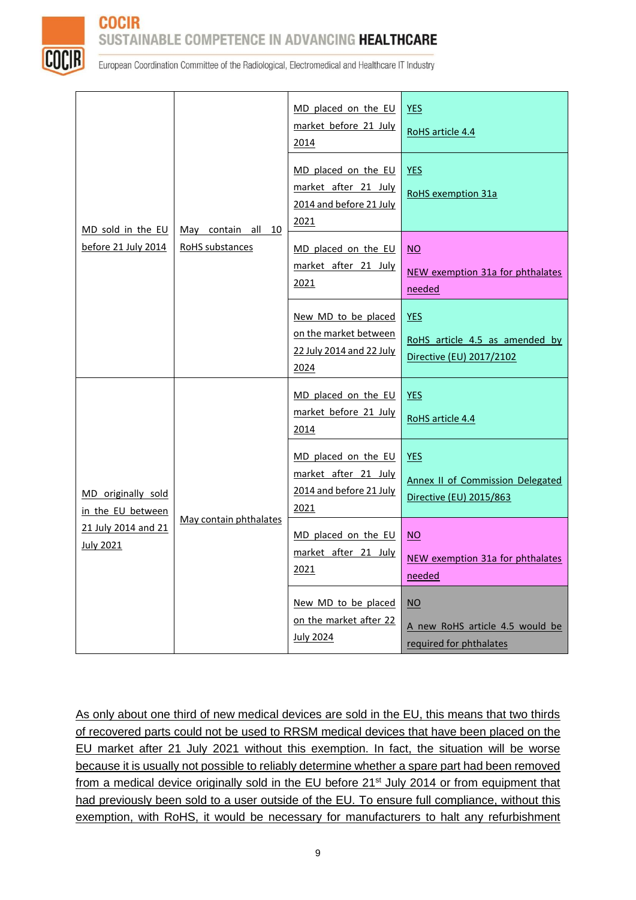| | | | |
|---|---|---|---|
| MD sold in the EU before 21 July 2014 | May contain all 10 RoHS substances | MD placed on the EU market before 21 July 2014 | YES<br>RoHS article 4.4 |
| | | MD placed on the EU market after 21 July 2014 and before 21 July 2021 | YES<br>RoHS exemption 31a |
| | | MD placed on the EU market after 21 July 2021 | NO<br>NEW exemption 31a for phthalates needed |
| | | New MD to be placed on the market between 22 July 2014 and 22 July 2024 | YES<br>RoHS article 4.5 as amended by Directive (EU) 2017/2102 |
| MD originally sold in the EU between 21 July 2014 and 21 July 2021 | May contain phthalates | MD placed on the EU market before 21 July 2014 | YES<br>RoHS article 4.4 |
| | | MD placed on the EU market after 21 July 2014 and before 21 July 2021 | YES<br>Annex II of Commission Delegated Directive (EU) 2015/863 |
| | | MD placed on the EU market after 21 July 2021 | NO<br>NEW exemption 31a for phthalates needed |
| | | New MD to be placed on the market after 22 July 2024 | NO<br>A new RoHS article 4.5 would be required for phthalates |

As only about one third of new medical devices are sold in the EU, this means that two thirds of recovered parts could not be used to RRSM medical devices that have been placed on the EU market after 21 July 2021 without this exemption. In fact, the situation will be worse because it is usually not possible to reliably determine whether a spare part had been removed from a medical device originally sold in the EU before 21st July 2014 or from equipment that had previously been sold to a user outside of the EU. To ensure full compliance, without this exemption, with RoHS, it would be necessary for manufacturers to halt any refurbishment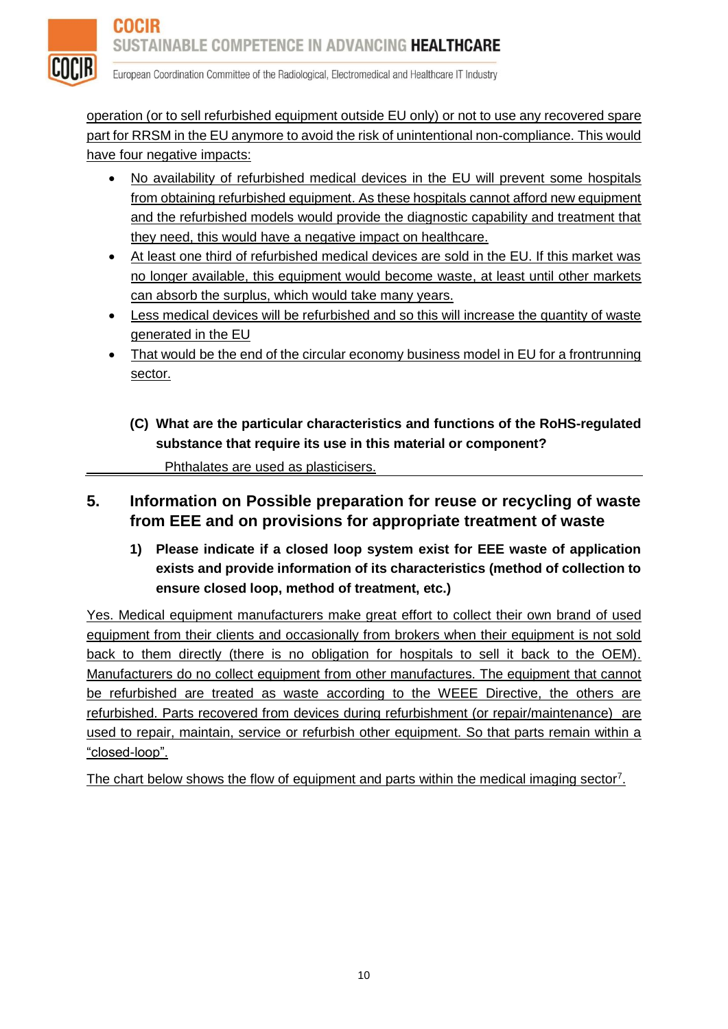operation (or to sell refurbished equipment outside EU only) or not to use any recovered spare part for RRSM in the EU anymore to avoid the risk of unintentional non-compliance. This would have four negative impacts:

- No availability of refurbished medical devices in the EU will prevent some hospitals from obtaining refurbished equipment. As these hospitals cannot afford new equipment and the refurbished models would provide the diagnostic capability and treatment that they need, this would have a negative impact on healthcare.
- At least one third of refurbished medical devices are sold in the EU. If this market was no longer available, this equipment would become waste, at least until other markets can absorb the surplus, which would take many years.
- Less medical devices will be refurbished and so this will increase the quantity of waste generated in the EU
- That would be the end of the circular economy business model in EU for a frontrunning sector.

**(C) What are the particular characteristics and functions of the RoHS-regulated substance that require its use in this material or component?**

Phthalates are used as plasticisers.

## 5. Information on Possible preparation for reuse or recycling of waste from EEE and on provisions for appropriate treatment of waste

**1) Please indicate if a closed loop system exist for EEE waste of application exists and provide information of its characteristics (method of collection to ensure closed loop, method of treatment, etc.)**

Yes. Medical equipment manufacturers make great effort to collect their own brand of used equipment from their clients and occasionally from brokers when their equipment is not sold back to them directly (there is no obligation for hospitals to sell it back to the OEM). Manufacturers do no collect equipment from other manufactures. The equipment that cannot be refurbished are treated as waste according to the WEEE Directive, the others are refurbished. Parts recovered from devices during refurbishment (or repair/maintenance) are used to repair, maintain, service or refurbish other equipment. So that parts remain within a "closed-loop".

The chart below shows the flow of equipment and parts within the medical imaging sector[7].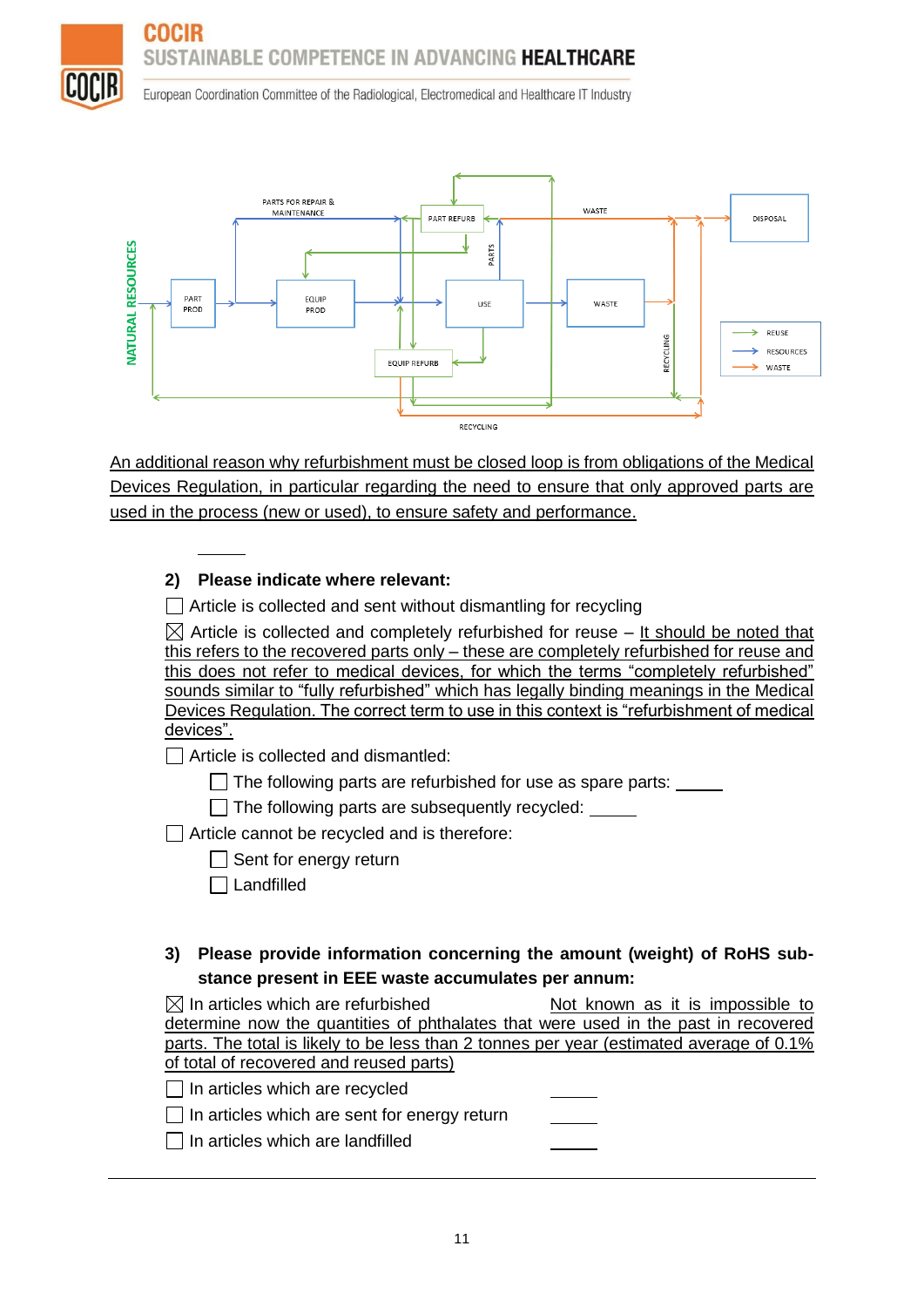An additional reason why refurbishment must be closed loop is from obligations of the Medical Devices Regulation, in particular regarding the need to ensure that only approved parts are used in the process (new or used), to ensure safety and performance.

**2) Please indicate where relevant:**

☐ Article is collected and sent without dismantling for recycling

☒ Article is collected and completely refurbished for reuse – It should be noted that this refers to the recovered parts only – these are completely refurbished for reuse and this does not refer to medical devices, for which the terms "completely refurbished" sounds similar to "fully refurbished" which has legally binding meanings in the Medical Devices Regulation. The correct term to use in this context is "refurbishment of medical devices".

☐ Article is collected and dismantled:

- ☐ The following parts are refurbished for use as spare parts: _____
- ☐ The following parts are subsequently recycled: _____

☐ Article cannot be recycled and is therefore:

- ☐ Sent for energy return
- ☐ Landfilled

**3) Please provide information concerning the amount (weight) of RoHS substance present in EEE waste accumulates per annum:**

☒ In articles which are refurbished Not known as it is impossible to determine now the quantities of phthalates that were used in the past in recovered parts. The total is likely to be less than 2 tonnes per year (estimated average of 0.1% of total of recovered and reused parts)

☐ In articles which are recycled _____

☐ In articles which are sent for energy return _____

☐ In articles which are landfilled _____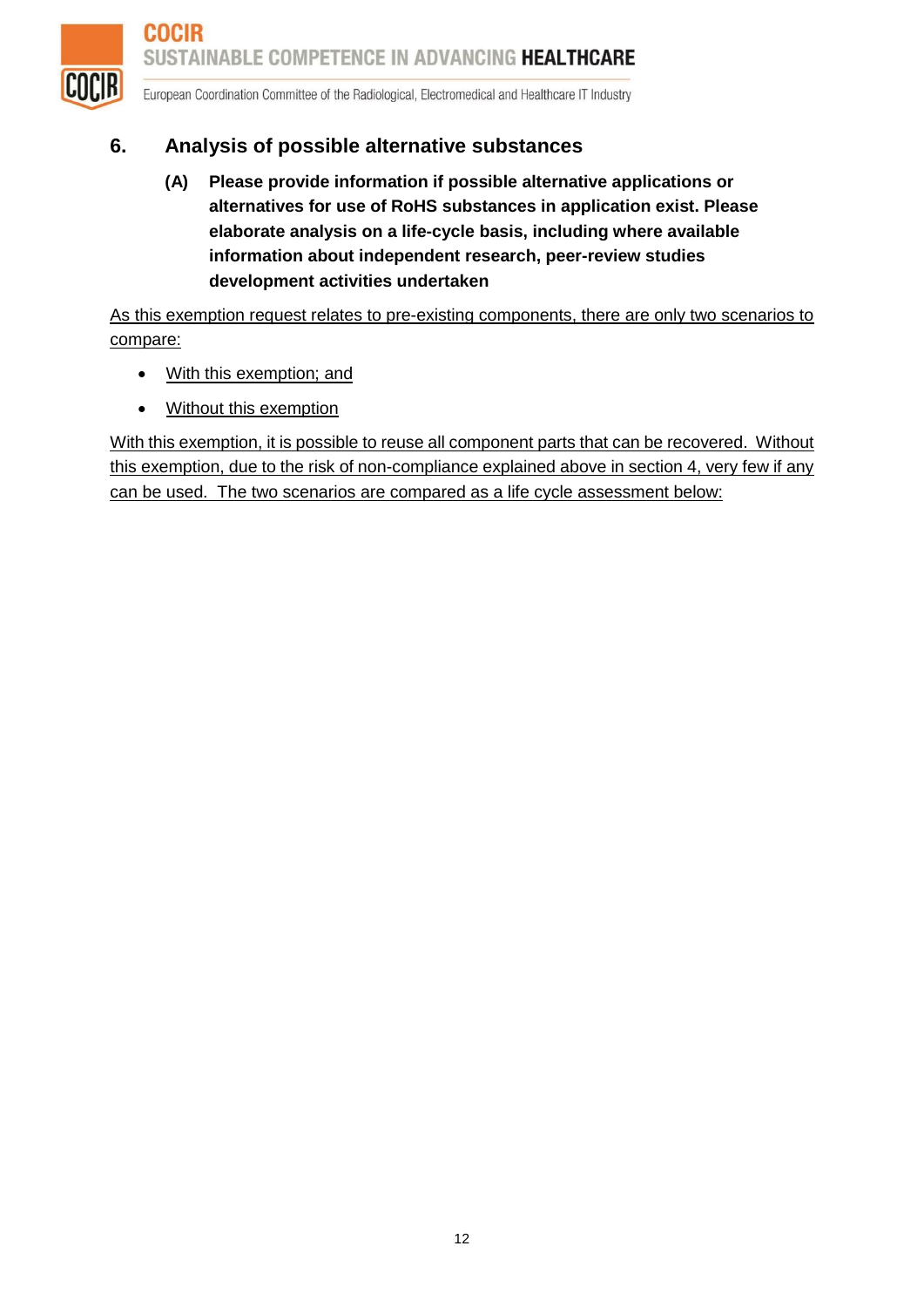## 6. Analysis of possible alternative substances

**(A) Please provide information if possible alternative applications or alternatives for use of RoHS substances in application exist. Please elaborate analysis on a life-cycle basis, including where available information about independent research, peer-review studies development activities undertaken**

As this exemption request relates to pre-existing components, there are only two scenarios to compare:

- With this exemption; and
- Without this exemption

With this exemption, it is possible to reuse all component parts that can be recovered. Without this exemption, due to the risk of non-compliance explained above in section 4, very few if any can be used. The two scenarios are compared as a life cycle assessment below: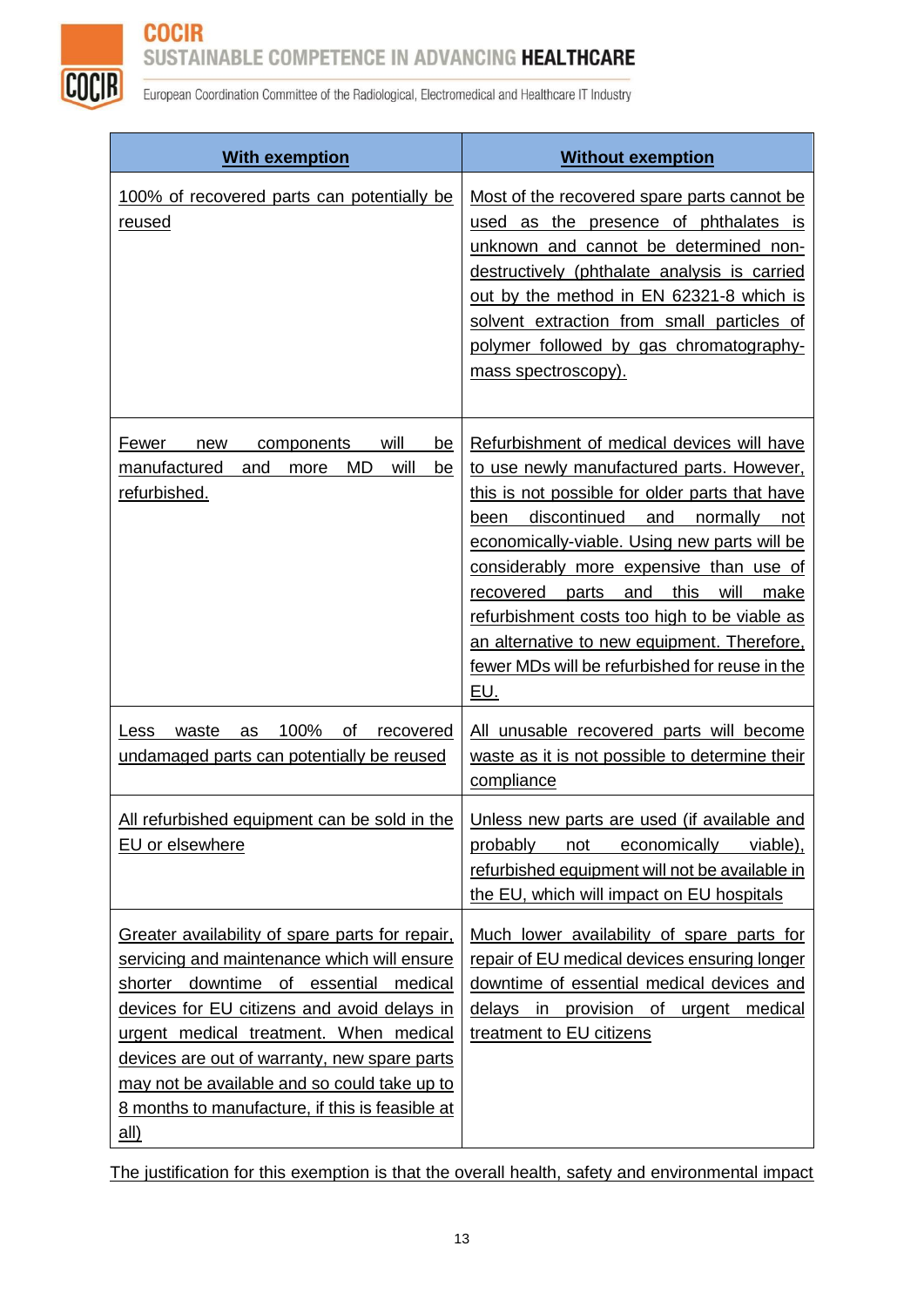| With exemption | Without exemption |
| --- | --- |
| 100% of recovered parts can potentially be reused | Most of the recovered spare parts cannot be used as the presence of phthalates is unknown and cannot be determined non-destructively (phthalate analysis is carried out by the method in EN 62321-8 which is solvent extraction from small particles of polymer followed by gas chromatography-mass spectroscopy). |
| Fewer new components will be manufactured and more MD will be refurbished. | Refurbishment of medical devices will have to use newly manufactured parts. However, this is not possible for older parts that have been discontinued and normally not economically-viable. Using new parts will be considerably more expensive than use of recovered parts and this will make refurbishment costs too high to be viable as an alternative to new equipment. Therefore, fewer MDs will be refurbished for reuse in the EU. |
| Less waste as 100% of recovered undamaged parts can potentially be reused | All unusable recovered parts will become waste as it is not possible to determine their compliance |
| All refurbished equipment can be sold in the EU or elsewhere | Unless new parts are used (if available and probably not economically viable), refurbished equipment will not be available in the EU, which will impact on EU hospitals |
| Greater availability of spare parts for repair, servicing and maintenance which will ensure shorter downtime of essential medical devices for EU citizens and avoid delays in urgent medical treatment. When medical devices are out of warranty, new spare parts may not be available and so could take up to 8 months to manufacture, if this is feasible at all) | Much lower availability of spare parts for repair of EU medical devices ensuring longer downtime of essential medical devices and delays in provision of urgent medical treatment to EU citizens |

The justification for this exemption is that the overall health, safety and environmental impact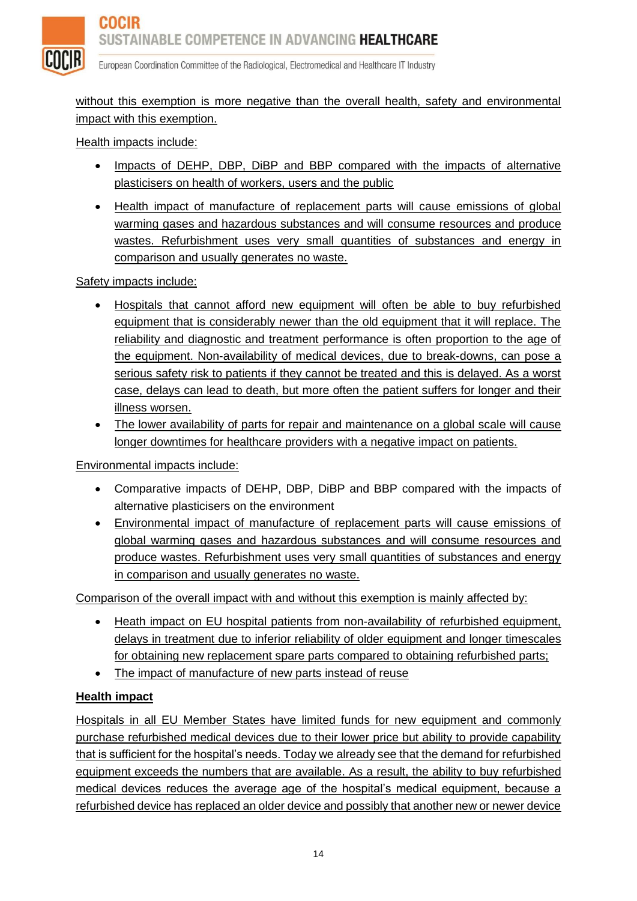without this exemption is more negative than the overall health, safety and environmental impact with this exemption.

Health impacts include:

- Impacts of DEHP, DBP, DiBP and BBP compared with the impacts of alternative plasticisers on health of workers, users and the public
- Health impact of manufacture of replacement parts will cause emissions of global warming gases and hazardous substances and will consume resources and produce wastes. Refurbishment uses very small quantities of substances and energy in comparison and usually generates no waste.

Safety impacts include:

- Hospitals that cannot afford new equipment will often be able to buy refurbished equipment that is considerably newer than the old equipment that it will replace. The reliability and diagnostic and treatment performance is often proportion to the age of the equipment. Non-availability of medical devices, due to break-downs, can pose a serious safety risk to patients if they cannot be treated and this is delayed. As a worst case, delays can lead to death, but more often the patient suffers for longer and their illness worsen.
- The lower availability of parts for repair and maintenance on a global scale will cause longer downtimes for healthcare providers with a negative impact on patients.

Environmental impacts include:

- Comparative impacts of DEHP, DBP, DiBP and BBP compared with the impacts of alternative plasticisers on the environment
- Environmental impact of manufacture of replacement parts will cause emissions of global warming gases and hazardous substances and will consume resources and produce wastes. Refurbishment uses very small quantities of substances and energy in comparison and usually generates no waste.

Comparison of the overall impact with and without this exemption is mainly affected by:

- Heath impact on EU hospital patients from non-availability of refurbished equipment, delays in treatment due to inferior reliability of older equipment and longer timescales for obtaining new replacement spare parts compared to obtaining refurbished parts;
- The impact of manufacture of new parts instead of reuse

**Health impact**

Hospitals in all EU Member States have limited funds for new equipment and commonly purchase refurbished medical devices due to their lower price but ability to provide capability that is sufficient for the hospital's needs. Today we already see that the demand for refurbished equipment exceeds the numbers that are available. As a result, the ability to buy refurbished medical devices reduces the average age of the hospital's medical equipment, because a refurbished device has replaced an older device and possibly that another new or newer device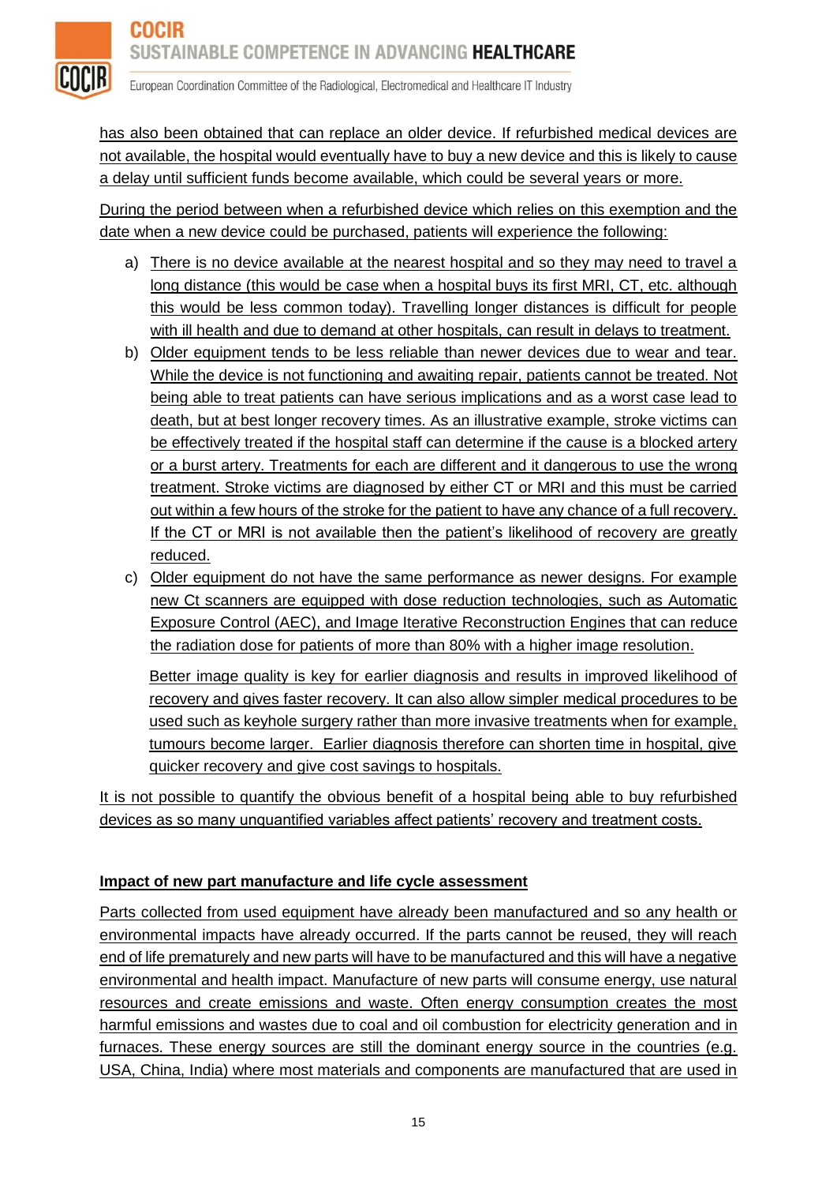has also been obtained that can replace an older device. If refurbished medical devices are not available, the hospital would eventually have to buy a new device and this is likely to cause a delay until sufficient funds become available, which could be several years or more.

During the period between when a refurbished device which relies on this exemption and the date when a new device could be purchased, patients will experience the following:

a) There is no device available at the nearest hospital and so they may need to travel a long distance (this would be case when a hospital buys its first MRI, CT, etc. although this would be less common today). Travelling longer distances is difficult for people with ill health and due to demand at other hospitals, can result in delays to treatment.
b) Older equipment tends to be less reliable than newer devices due to wear and tear. While the device is not functioning and awaiting repair, patients cannot be treated. Not being able to treat patients can have serious implications and as a worst case lead to death, but at best longer recovery times. As an illustrative example, stroke victims can be effectively treated if the hospital staff can determine if the cause is a blocked artery or a burst artery. Treatments for each are different and it dangerous to use the wrong treatment. Stroke victims are diagnosed by either CT or MRI and this must be carried out within a few hours of the stroke for the patient to have any chance of a full recovery. If the CT or MRI is not available then the patient's likelihood of recovery are greatly reduced.
c) Older equipment do not have the same performance as newer designs. For example new Ct scanners are equipped with dose reduction technologies, such as Automatic Exposure Control (AEC), and Image Iterative Reconstruction Engines that can reduce the radiation dose for patients of more than 80% with a higher image resolution.

   Better image quality is key for earlier diagnosis and results in improved likelihood of recovery and gives faster recovery. It can also allow simpler medical procedures to be used such as keyhole surgery rather than more invasive treatments when for example, tumours become larger. Earlier diagnosis therefore can shorten time in hospital, give quicker recovery and give cost savings to hospitals.

It is not possible to quantify the obvious benefit of a hospital being able to buy refurbished devices as so many unquantified variables affect patients' recovery and treatment costs.

**Impact of new part manufacture and life cycle assessment**

Parts collected from used equipment have already been manufactured and so any health or environmental impacts have already occurred. If the parts cannot be reused, they will reach end of life prematurely and new parts will have to be manufactured and this will have a negative environmental and health impact. Manufacture of new parts will consume energy, use natural resources and create emissions and waste. Often energy consumption creates the most harmful emissions and wastes due to coal and oil combustion for electricity generation and in furnaces. These energy sources are still the dominant energy source in the countries (e.g. USA, China, India) where most materials and components are manufactured that are used in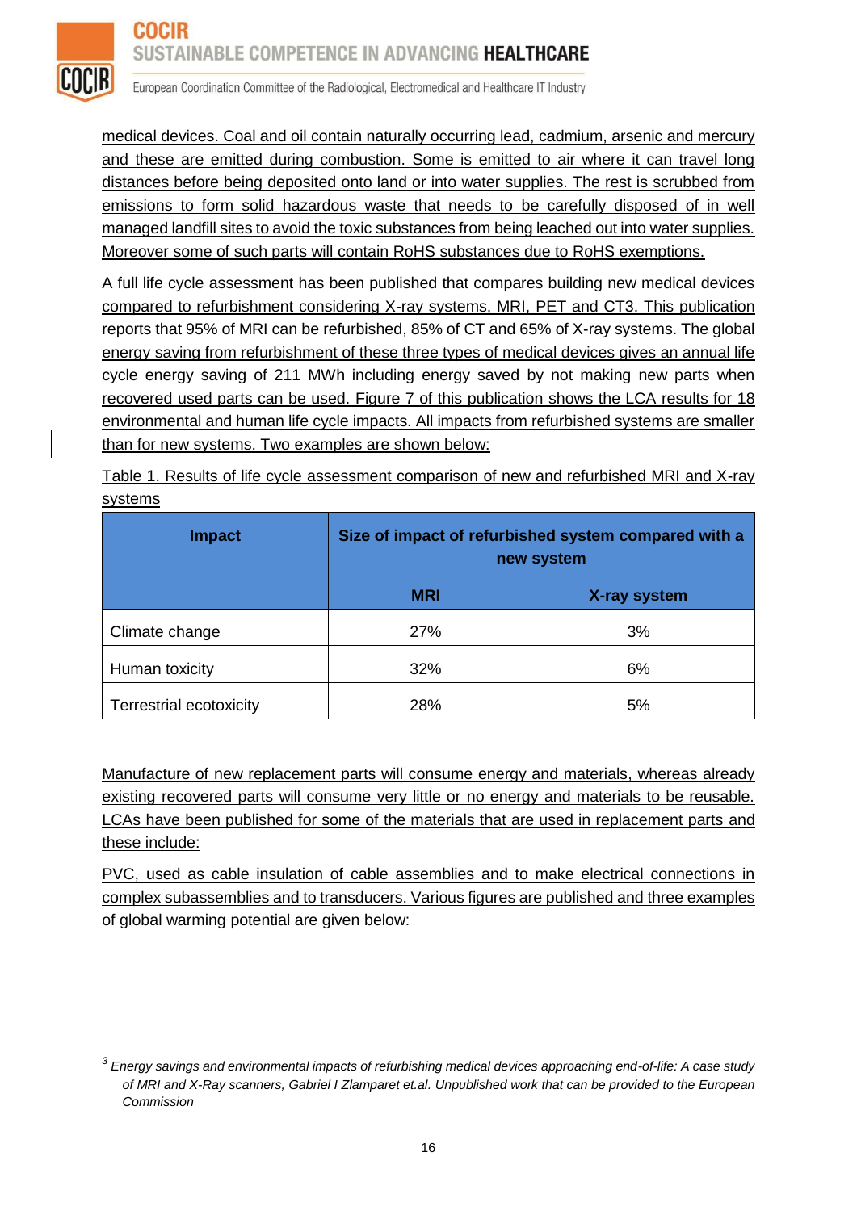medical devices. Coal and oil contain naturally occurring lead, cadmium, arsenic and mercury and these are emitted during combustion. Some is emitted to air where it can travel long distances before being deposited onto land or into water supplies. The rest is scrubbed from emissions to form solid hazardous waste that needs to be carefully disposed of in well managed landfill sites to avoid the toxic substances from being leached out into water supplies. Moreover some of such parts will contain RoHS substances due to RoHS exemptions.

A full life cycle assessment has been published that compares building new medical devices compared to refurbishment considering X-ray systems, MRI, PET and CT[3]. This publication reports that 95% of MRI can be refurbished, 85% of CT and 65% of X-ray systems. The global energy saving from refurbishment of these three types of medical devices gives an annual life cycle energy saving of 211 MWh including energy saved by not making new parts when recovered used parts can be used. Figure 7 of this publication shows the LCA results for 18 environmental and human life cycle impacts. All impacts from refurbished systems are smaller than for new systems. Two examples are shown below:

Table 1. Results of life cycle assessment comparison of new and refurbished MRI and X-ray systems

| Impact | Size of impact of refurbished system compared with a new system | |
|---|---|---|
| | MRI | X-ray system |
| Climate change | 27% | 3% |
| Human toxicity | 32% | 6% |
| Terrestrial ecotoxicity | 28% | 5% |

Manufacture of new replacement parts will consume energy and materials, whereas already existing recovered parts will consume very little or no energy and materials to be reusable. LCAs have been published for some of the materials that are used in replacement parts and these include:

PVC, used as cable insulation of cable assemblies and to make electrical connections in complex subassemblies and to transducers. Various figures are published and three examples of global warming potential are given below:

---

[3] *Energy savings and environmental impacts of refurbishing medical devices approaching end-of-life: A case study of MRI and X-Ray scanners, Gabriel I Zlamparet et.al. Unpublished work that can be provided to the European Commission*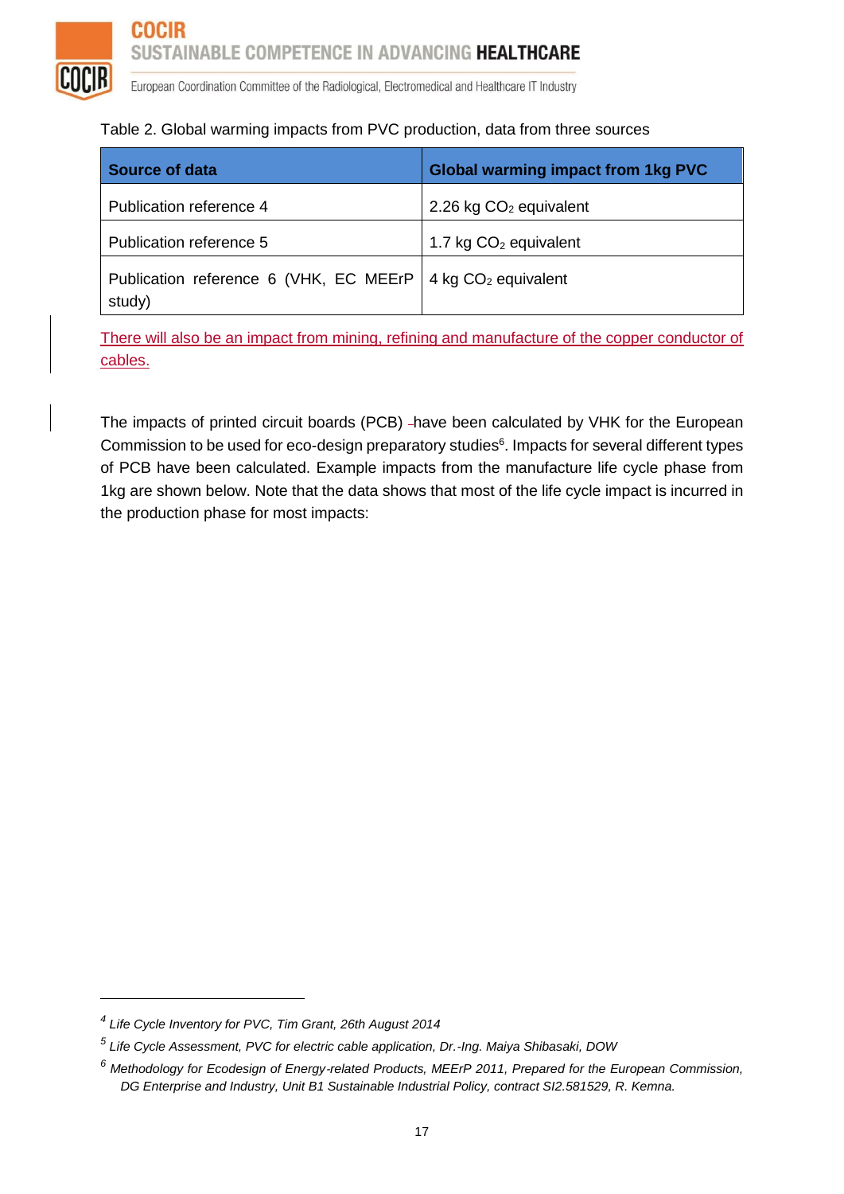Table 2. Global warming impacts from PVC production, data from three sources

| Source of data | Global warming impact from 1kg PVC |
| --- | --- |
| Publication reference 4 | 2.26 kg $CO_2$ equivalent |
| Publication reference 5 | 1.7 kg $CO_2$ equivalent |
| Publication reference 6 (VHK, EC MEErP study) | 4 kg $CO_2$ equivalent |

There will also be an impact from mining, refining and manufacture of the copper conductor of cables.

The impacts of printed circuit boards (PCB) -have been calculated by VHK for the European Commission to be used for eco-design preparatory studies[6]. Impacts for several different types of PCB have been calculated. Example impacts from the manufacture life cycle phase from 1kg are shown below. Note that the data shows that most of the life cycle impact is incurred in the production phase for most impacts:

---

[4] *Life Cycle Inventory for PVC, Tim Grant, 26th August 2014*

[5] *Life Cycle Assessment, PVC for electric cable application, Dr.-Ing. Maiya Shibasaki, DOW*

[6] *Methodology for Ecodesign of Energy-related Products, MEErP 2011, Prepared for the European Commission, DG Enterprise and Industry, Unit B1 Sustainable Industrial Policy, contract SI2.581529, R. Kemna.*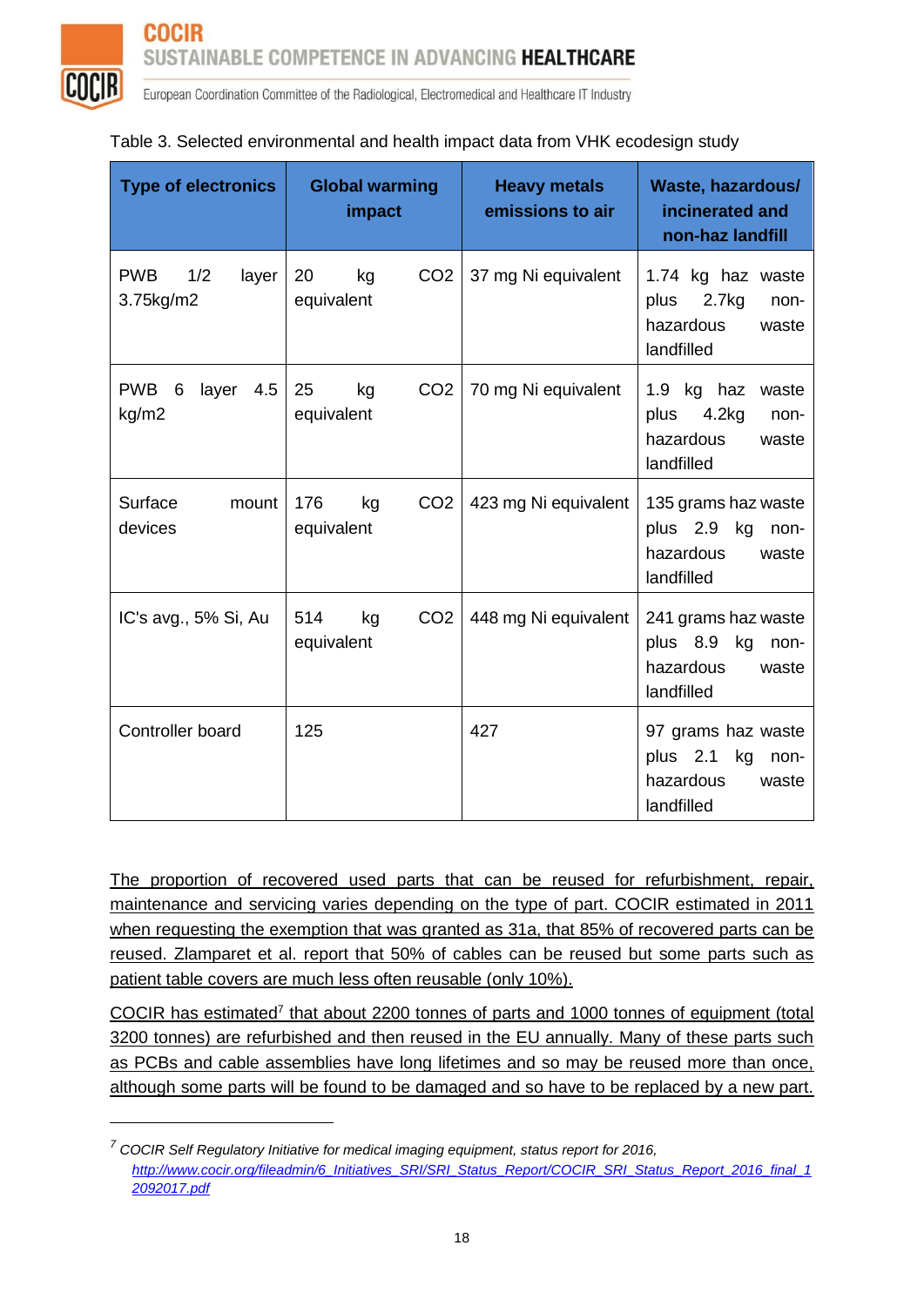Table 3. Selected environmental and health impact data from VHK ecodesign study

| Type of electronics | Global warming impact | Heavy metals emissions to air | Waste, hazardous/ incinerated and non-haz landfill |
|---|---|---|---|
| PWB 1/2 layer 3.75kg/m2 | 20 kg $CO_2$ equivalent | 37 mg Ni equivalent | 1.74 kg haz waste plus 2.7kg non-hazardous waste landfilled |
| PWB 6 layer 4.5 kg/m2 | 25 kg $CO_2$ equivalent | 70 mg Ni equivalent | 1.9 kg haz waste plus 4.2kg non-hazardous waste landfilled |
| Surface mount devices | 176 kg $CO_2$ equivalent | 423 mg Ni equivalent | 135 grams haz waste plus 2.9 kg non-hazardous waste landfilled |
| IC's avg., 5% Si, Au | 514 kg $CO_2$ equivalent | 448 mg Ni equivalent | 241 grams haz waste plus 8.9 kg non-hazardous waste landfilled |
| Controller board | 125 | 427 | 97 grams haz waste plus 2.1 kg non-hazardous waste landfilled |

The proportion of recovered used parts that can be reused for refurbishment, repair, maintenance and servicing varies depending on the type of part. COCIR estimated in 2011 when requesting the exemption that was granted as 31a, that 85% of recovered parts can be reused. Zlamparet et al. report that 50% of cables can be reused but some parts such as patient table covers are much less often reusable (only 10%).

COCIR has estimated[7] that about 2200 tonnes of parts and 1000 tonnes of equipment (total 3200 tonnes) are refurbished and then reused in the EU annually. Many of these parts such as PCBs and cable assemblies have long lifetimes and so may be reused more than once, although some parts will be found to be damaged and so have to be replaced by a new part.

---

[7] *COCIR Self Regulatory Initiative for medical imaging equipment, status report for 2016, http://www.cocir.org/fileadmin/6_Initiatives_SRI/SRI_Status_Report/COCIR_SRI_Status_Report_2016_final_12092017.pdf*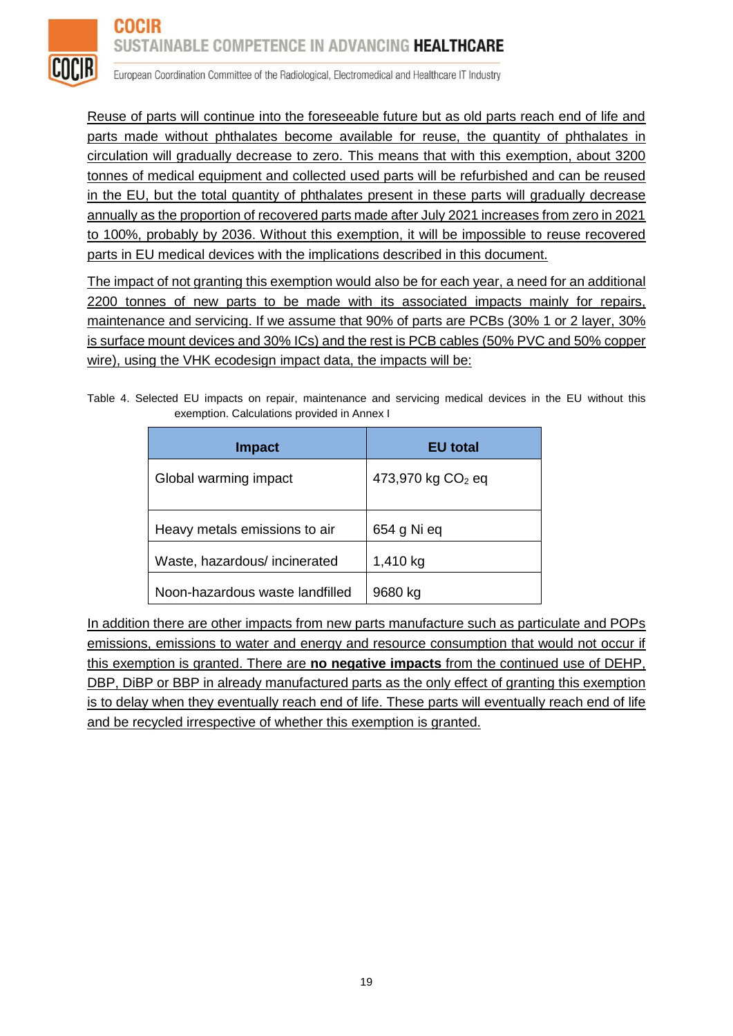Reuse of parts will continue into the foreseeable future but as old parts reach end of life and parts made without phthalates become available for reuse, the quantity of phthalates in circulation will gradually decrease to zero. This means that with this exemption, about 3200 tonnes of medical equipment and collected used parts will be refurbished and can be reused in the EU, but the total quantity of phthalates present in these parts will gradually decrease annually as the proportion of recovered parts made after July 2021 increases from zero in 2021 to 100%, probably by 2036. Without this exemption, it will be impossible to reuse recovered parts in EU medical devices with the implications described in this document.

The impact of not granting this exemption would also be for each year, a need for an additional 2200 tonnes of new parts to be made with its associated impacts mainly for repairs, maintenance and servicing. If we assume that 90% of parts are PCBs (30% 1 or 2 layer, 30% is surface mount devices and 30% ICs) and the rest is PCB cables (50% PVC and 50% copper wire), using the VHK ecodesign impact data, the impacts will be:

Table 4. Selected EU impacts on repair, maintenance and servicing medical devices in the EU without this exemption. Calculations provided in Annex I

| Impact | EU total |
| --- | --- |
| Global warming impact | 473,970 kg $CO_2$ eq |
| Heavy metals emissions to air | 654 g Ni eq |
| Waste, hazardous/ incinerated | 1,410 kg |
| Noon-hazardous waste landfilled | 9680 kg |

In addition there are other impacts from new parts manufacture such as particulate and POPs emissions, emissions to water and energy and resource consumption that would not occur if this exemption is granted. There are **no negative impacts** from the continued use of DEHP, DBP, DiBP or BBP in already manufactured parts as the only effect of granting this exemption is to delay when they eventually reach end of life. These parts will eventually reach end of life and be recycled irrespective of whether this exemption is granted.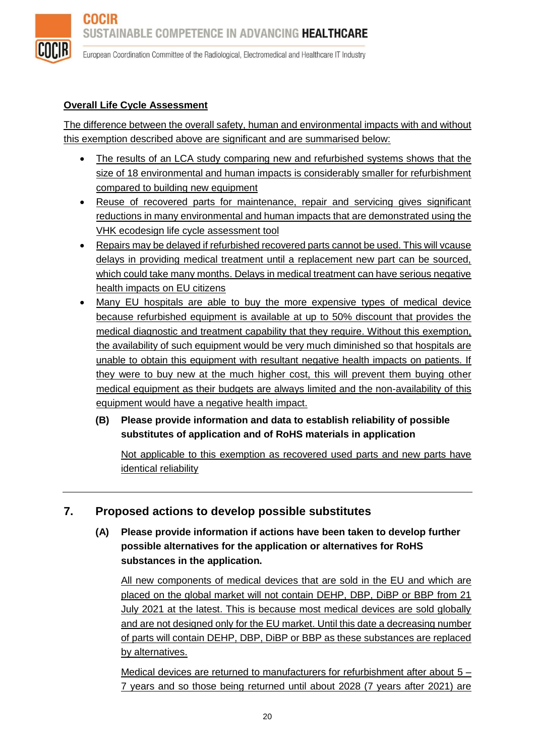**Overall Life Cycle Assessment**

The difference between the overall safety, human and environmental impacts with and without this exemption described above are significant and are summarised below:

- The results of an LCA study comparing new and refurbished systems shows that the size of 18 environmental and human impacts is considerably smaller for refurbishment compared to building new equipment
- Reuse of recovered parts for maintenance, repair and servicing gives significant reductions in many environmental and human impacts that are demonstrated using the VHK ecodesign life cycle assessment tool
- Repairs may be delayed if refurbished recovered parts cannot be used. This will vcause delays in providing medical treatment until a replacement new part can be sourced, which could take many months. Delays in medical treatment can have serious negative health impacts on EU citizens
- Many EU hospitals are able to buy the more expensive types of medical device because refurbished equipment is available at up to 50% discount that provides the medical diagnostic and treatment capability that they require. Without this exemption, the availability of such equipment would be very much diminished so that hospitals are unable to obtain this equipment with resultant negative health impacts on patients. If they were to buy new at the much higher cost, this will prevent them buying other medical equipment as their budgets are always limited and the non-availability of this equipment would have a negative health impact.

**(B) Please provide information and data to establish reliability of possible substitutes of application and of RoHS materials in application**

Not applicable to this exemption as recovered used parts and new parts have identical reliability

---

## 7. Proposed actions to develop possible substitutes

**(A) Please provide information if actions have been taken to develop further possible alternatives for the application or alternatives for RoHS substances in the application.**

All new components of medical devices that are sold in the EU and which are placed on the global market will not contain DEHP, DBP, DiBP or BBP from 21 July 2021 at the latest. This is because most medical devices are sold globally and are not designed only for the EU market. Until this date a decreasing number of parts will contain DEHP, DBP, DiBP or BBP as these substances are replaced by alternatives.

Medical devices are returned to manufacturers for refurbishment after about 5 – 7 years and so those being returned until about 2028 (7 years after 2021) are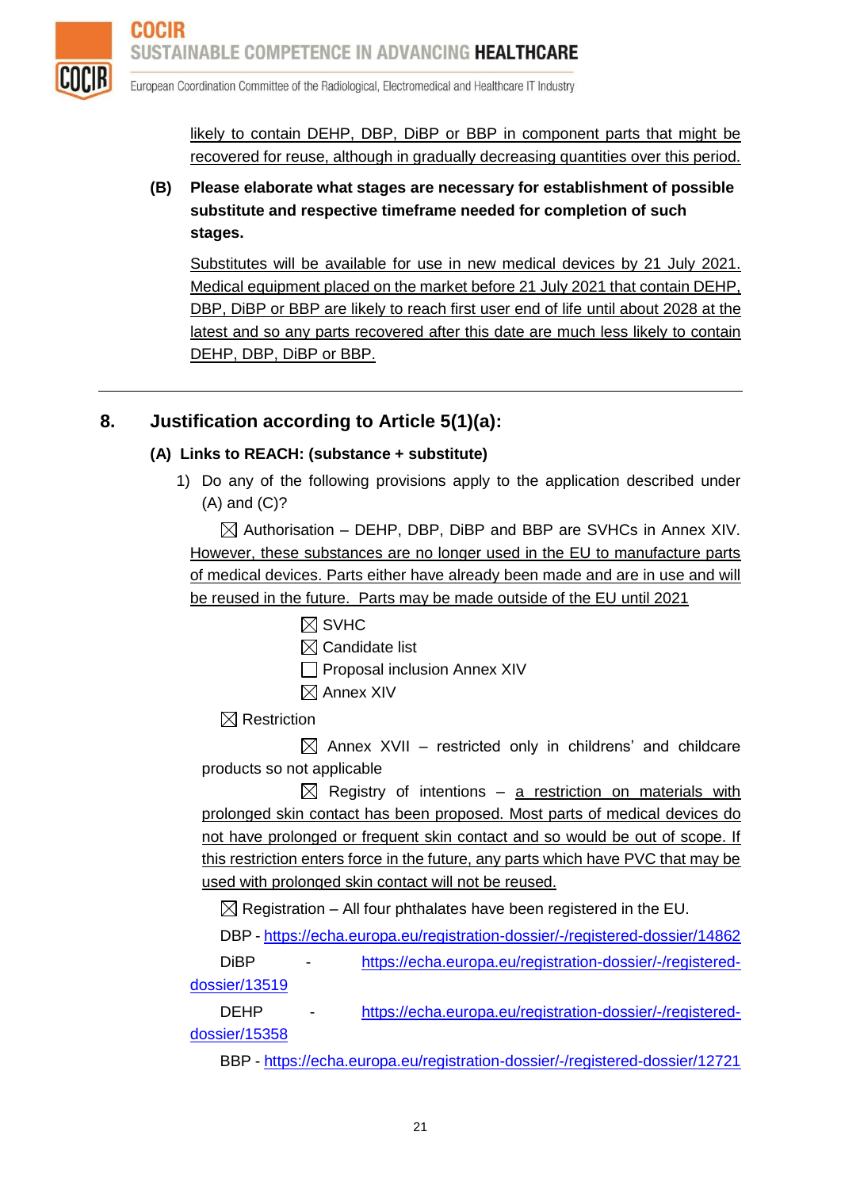likely to contain DEHP, DBP, DiBP or BBP in component parts that might be recovered for reuse, although in gradually decreasing quantities over this period.

**(B) Please elaborate what stages are necessary for establishment of possible substitute and respective timeframe needed for completion of such stages.**

Substitutes will be available for use in new medical devices by 21 July 2021. Medical equipment placed on the market before 21 July 2021 that contain DEHP, DBP, DiBP or BBP are likely to reach first user end of life until about 2028 at the latest and so any parts recovered after this date are much less likely to contain DEHP, DBP, DiBP or BBP.

---

## 8. Justification according to Article 5(1)(a):

### (A) Links to REACH: (substance + substitute)

1) Do any of the following provisions apply to the application described under (A) and (C)?

☒ Authorisation – DEHP, DBP, DiBP and BBP are SVHCs in Annex XIV. However, these substances are no longer used in the EU to manufacture parts of medical devices. Parts either have already been made and are in use and will be reused in the future. Parts may be made outside of the EU until 2021

☒ SVHC
☒ Candidate list
☐ Proposal inclusion Annex XIV
☒ Annex XIV

☒ Restriction

☒ Annex XVII – restricted only in childrens' and childcare products so not applicable

☒ Registry of intentions – a restriction on materials with prolonged skin contact has been proposed. Most parts of medical devices do not have prolonged or frequent skin contact and so would be out of scope. If this restriction enters force in the future, any parts which have PVC that may be used with prolonged skin contact will not be reused.

☒ Registration – All four phthalates have been registered in the EU.

DBP - https://echa.europa.eu/registration-dossier/-/registered-dossier/14862

DiBP - https://echa.europa.eu/registration-dossier/-/registered-dossier/13519

DEHP - https://echa.europa.eu/registration-dossier/-/registered-dossier/15358

BBP - https://echa.europa.eu/registration-dossier/-/registered-dossier/12721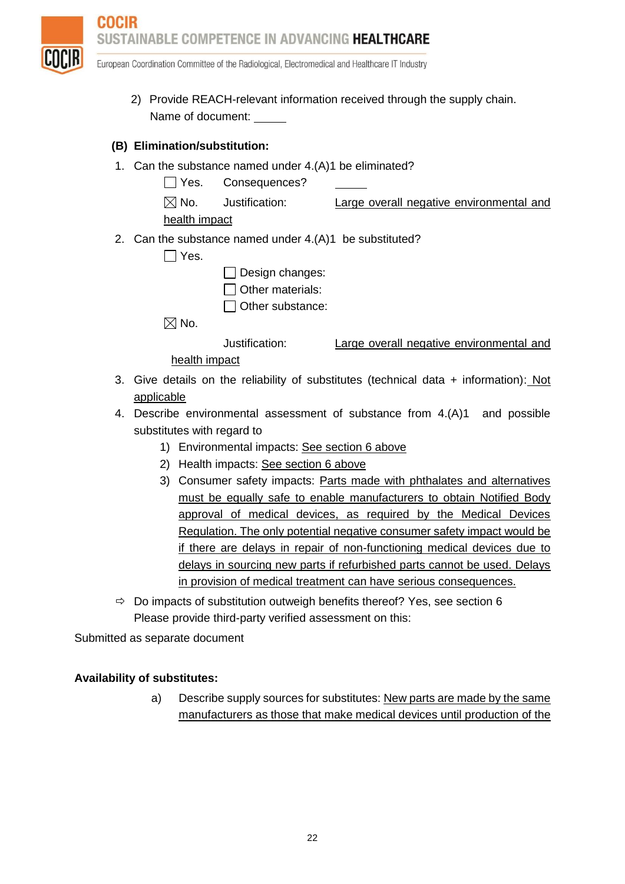2) Provide REACH-relevant information received through the supply chain.
   Name of document: \_\_\_\_\_

**(B) Elimination/substitution:**

1. Can the substance named under 4.(A)1 be eliminated?

   ☐ Yes. Consequences? \_\_\_\_\_

   ☒ No. Justification: Large overall negative environmental and health impact

2. Can the substance named under 4.(A)1 be substituted?

   ☐ Yes.

   ☐ Design changes:

   ☐ Other materials:

   ☐ Other substance:

   ☒ No.

   Justification: Large overall negative environmental and health impact

3. Give details on the reliability of substitutes (technical data + information): Not applicable
4. Describe environmental assessment of substance from 4.(A)1 and possible substitutes with regard to
   1) Environmental impacts: See section 6 above
   2) Health impacts: See section 6 above
   3) Consumer safety impacts: Parts made with phthalates and alternatives must be equally safe to enable manufacturers to obtain Notified Body approval of medical devices, as required by the Medical Devices Regulation. The only potential negative consumer safety impact would be if there are delays in repair of non-functioning medical devices due to delays in sourcing new parts if refurbished parts cannot be used. Delays in provision of medical treatment can have serious consequences.

⇨ Do impacts of substitution outweigh benefits thereof? Yes, see section 6
   Please provide third-party verified assessment on this:

Submitted as separate document

**Availability of substitutes:**

a) Describe supply sources for substitutes: New parts are made by the same manufacturers as those that make medical devices until production of the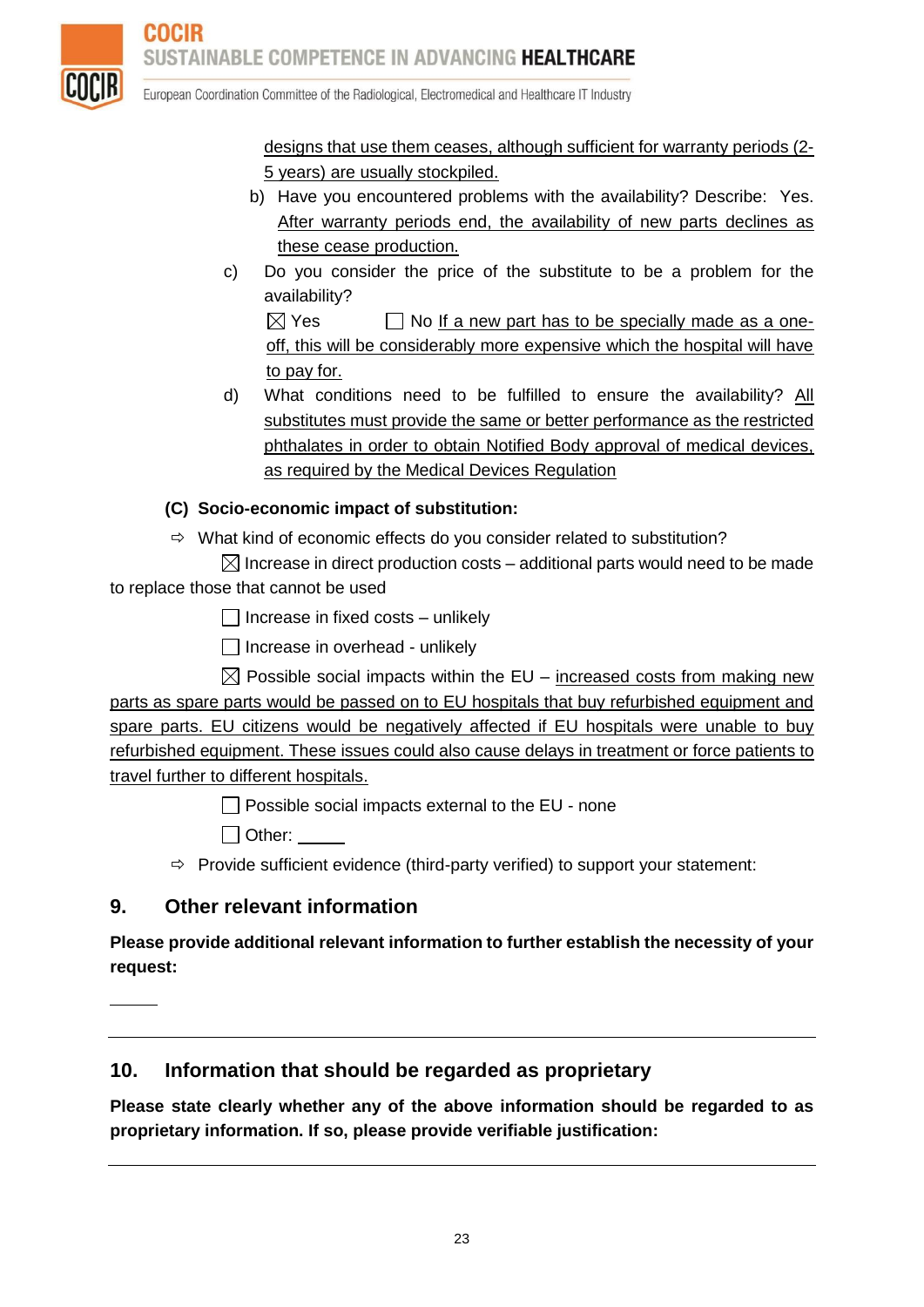designs that use them ceases, although sufficient for warranty periods (2-5 years) are usually stockpiled.

b) Have you encountered problems with the availability? Describe: Yes. After warranty periods end, the availability of new parts declines as these cease production.

c) Do you consider the price of the substitute to be a problem for the availability?

☒ Yes ☐ No If a new part has to be specially made as a one-off, this will be considerably more expensive which the hospital will have to pay for.

d) What conditions need to be fulfilled to ensure the availability? All substitutes must provide the same or better performance as the restricted phthalates in order to obtain Notified Body approval of medical devices, as required by the Medical Devices Regulation

**(C) Socio-economic impact of substitution:**

⇨ What kind of economic effects do you consider related to substitution?

☒ Increase in direct production costs – additional parts would need to be made to replace those that cannot be used

☐ Increase in fixed costs – unlikely

☐ Increase in overhead - unlikely

☒ Possible social impacts within the EU – increased costs from making new parts as spare parts would be passed on to EU hospitals that buy refurbished equipment and spare parts. EU citizens would be negatively affected if EU hospitals were unable to buy refurbished equipment. These issues could also cause delays in treatment or force patients to travel further to different hospitals.

☐ Possible social impacts external to the EU - none

☐ Other: \_\_\_\_\_

⇨ Provide sufficient evidence (third-party verified) to support your statement:

## 9. Other relevant information

**Please provide additional relevant information to further establish the necessity of your request:**

\_\_\_\_\_

---

## 10. Information that should be regarded as proprietary

**Please state clearly whether any of the above information should be regarded to as proprietary information. If so, please provide verifiable justification:**

---